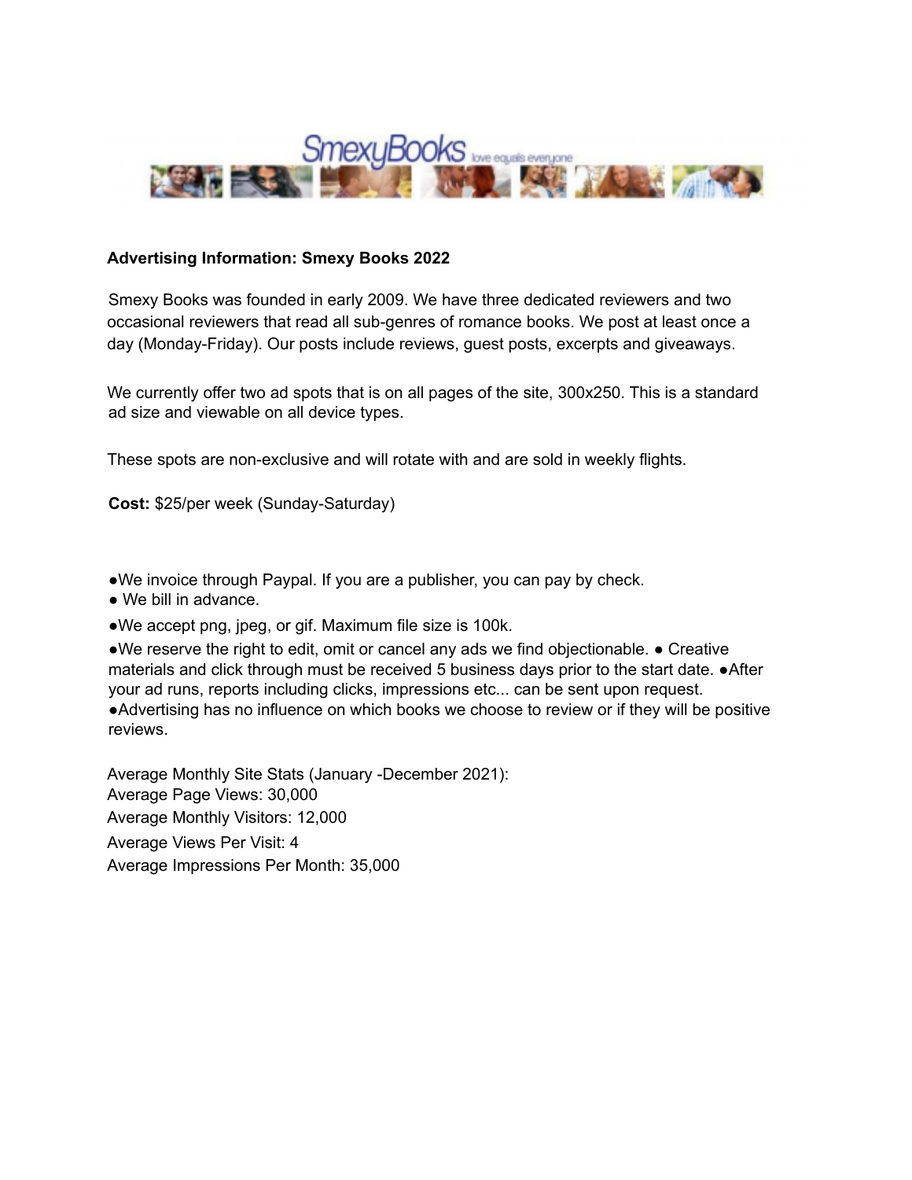SmexyBooks love equals everyone

**Advertising Information: Smexy Books 2022**

Smexy Books was founded in early 2009. We have three dedicated reviewers and two occasional reviewers that read all sub-genres of romance books. We post at least once a day (Monday-Friday). Our posts include reviews, guest posts, excerpts and giveaways.

We currently offer two ad spots that is on all pages of the site, 300x250. This is a standard ad size and viewable on all device types.

These spots are non-exclusive and will rotate with and are sold in weekly flights.

**Cost:** $25/per week (Sunday-Saturday)

- We invoice through Paypal. If you are a publisher, you can pay by check.
- We bill in advance.
- We accept png, jpeg, or gif. Maximum file size is 100k.
- We reserve the right to edit, omit or cancel any ads we find objectionable.
- Creative materials and click through must be received 5 business days prior to the start date.
- After your ad runs, reports including clicks, impressions etc... can be sent upon request.
- Advertising has no influence on which books we choose to review or if they will be positive reviews.

Average Monthly Site Stats (January -December 2021):
Average Page Views: 30,000
Average Monthly Visitors: 12,000
Average Views Per Visit: 4
Average Impressions Per Month: 35,000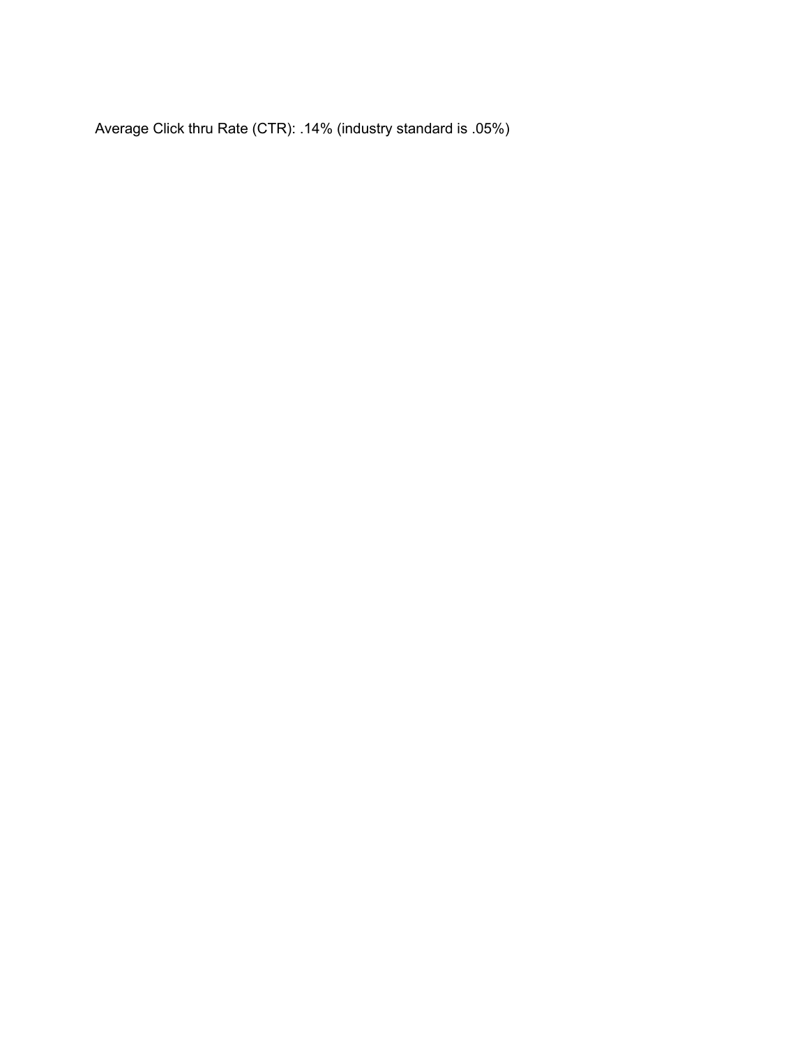Average Click thru Rate (CTR): .14% (industry standard is .05%)